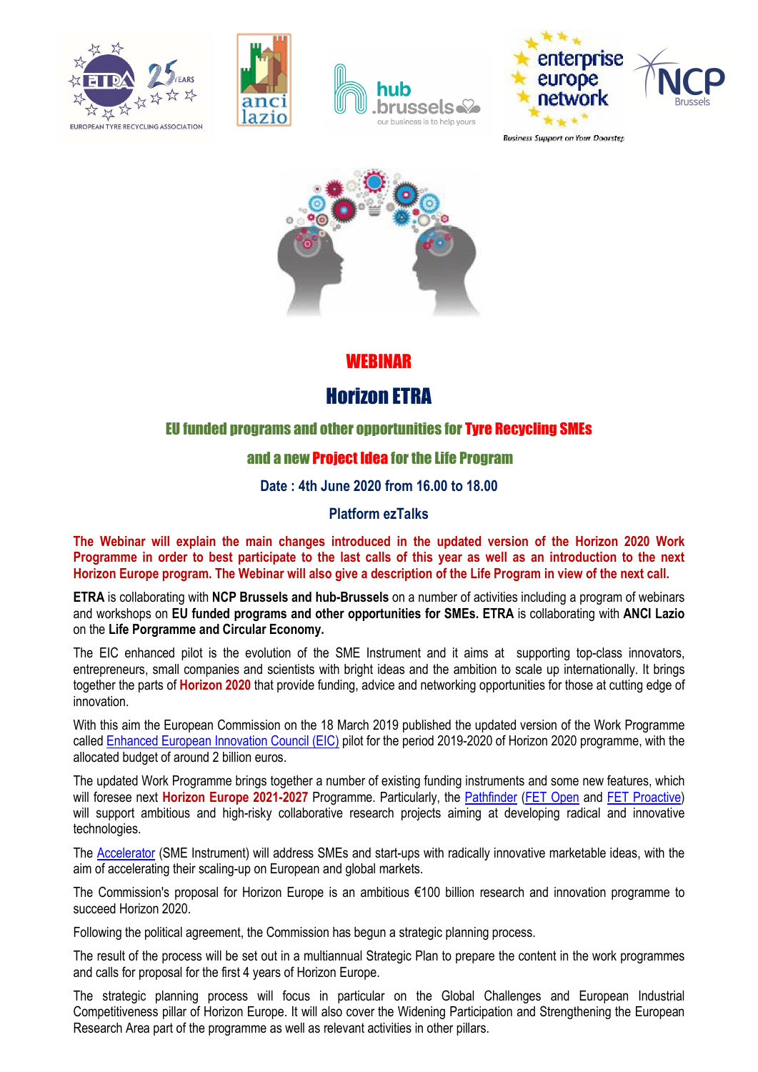# WEBINAR

# Horizon ETRA

## EU funded programs and other opportunities for Tyre Recycling SMEs

## and a new Project Idea for the Life Program

### Date : 4th June 2020 from 16.00 to 18.00

### Platform ezTalks

**The Webinar will explain the main changes introduced in the updated version of the Horizon 2020 Work Programme in order to best participate to the last calls of this year as well as an introduction to the next Horizon Europe program. The Webinar will also give a description of the Life Program in view of the next call.**

**ETRA** is collaborating with **NCP Brussels and hub-Brussels** on a number of activities including a program of webinars and workshops on **EU funded programs and other opportunities for SMEs. ETRA** is collaborating with **ANCI Lazio** on the **Life Porgramme and Circular Economy.**

The EIC enhanced pilot is the evolution of the SME Instrument and it aims at supporting top-class innovators, entrepreneurs, small companies and scientists with bright ideas and the ambition to scale up internationally. It brings together the parts of **Horizon 2020** that provide funding, advice and networking opportunities for those at cutting edge of innovation.

With this aim the European Commission on the 18 March 2019 published the updated version of the Work Programme called Enhanced European Innovation Council (EIC) pilot for the period 2019-2020 of Horizon 2020 programme, with the allocated budget of around 2 billion euros.

The updated Work Programme brings together a number of existing funding instruments and some new features, which will foresee next **Horizon Europe 2021-2027** Programme. Particularly, the Pathfinder (FET Open and FET Proactive) will support ambitious and high-risky collaborative research projects aiming at developing radical and innovative technologies.

The Accelerator (SME Instrument) will address SMEs and start-ups with radically innovative marketable ideas, with the aim of accelerating their scaling-up on European and global markets.

The Commission's proposal for Horizon Europe is an ambitious €100 billion research and innovation programme to succeed Horizon 2020.

Following the political agreement, the Commission has begun a strategic planning process.

The result of the process will be set out in a multiannual Strategic Plan to prepare the content in the work programmes and calls for proposal for the first 4 years of Horizon Europe.

The strategic planning process will focus in particular on the Global Challenges and European Industrial Competitiveness pillar of Horizon Europe. It will also cover the Widening Participation and Strengthening the European Research Area part of the programme as well as relevant activities in other pillars.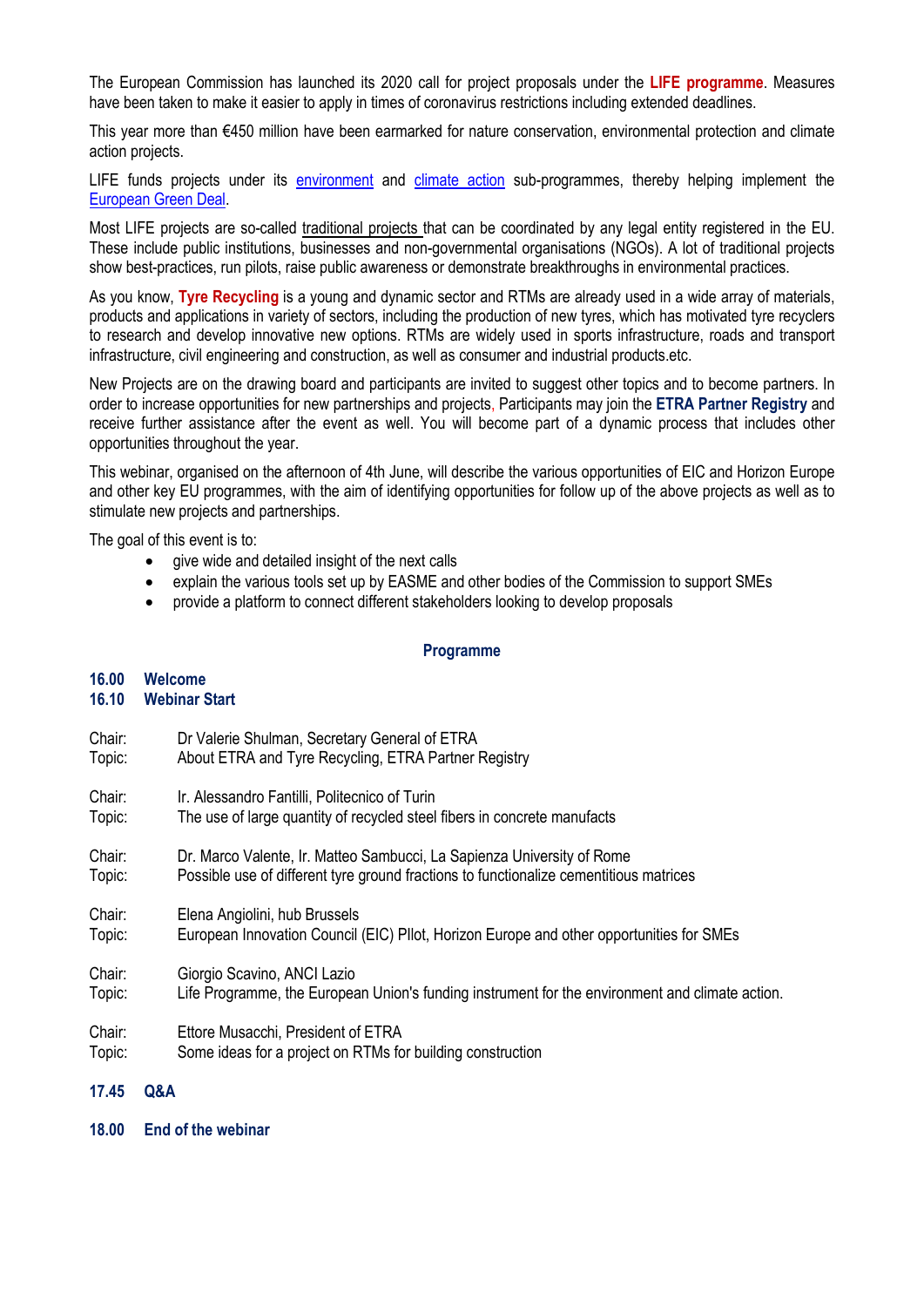The European Commission has launched its 2020 call for project proposals under the **LIFE programme**. Measures have been taken to make it easier to apply in times of coronavirus restrictions including extended deadlines.

This year more than €450 million have been earmarked for nature conservation, environmental protection and climate action projects.

LIFE funds projects under its environment and climate action sub-programmes, thereby helping implement the European Green Deal.

Most LIFE projects are so-called traditional projects that can be coordinated by any legal entity registered in the EU. These include public institutions, businesses and non-governmental organisations (NGOs). A lot of traditional projects show best-practices, run pilots, raise public awareness or demonstrate breakthroughs in environmental practices.

As you know, **Tyre Recycling** is a young and dynamic sector and RTMs are already used in a wide array of materials, products and applications in variety of sectors, including the production of new tyres, which has motivated tyre recyclers to research and develop innovative new options. RTMs are widely used in sports infrastructure, roads and transport infrastructure, civil engineering and construction, as well as consumer and industrial products.etc.

New Projects are on the drawing board and participants are invited to suggest other topics and to become partners. In order to increase opportunities for new partnerships and projects, Participants may join the **ETRA Partner Registry** and receive further assistance after the event as well. You will become part of a dynamic process that includes other opportunities throughout the year.

This webinar, organised on the afternoon of 4th June, will describe the various opportunities of EIC and Horizon Europe and other key EU programmes, with the aim of identifying opportunities for follow up of the above projects as well as to stimulate new projects and partnerships.

The goal of this event is to:

- give wide and detailed insight of the next calls
- explain the various tools set up by EASME and other bodies of the Commission to support SMEs
- provide a platform to connect different stakeholders looking to develop proposals

## Programme

**16.00 Welcome**
**16.10 Webinar Start**

Chair: Dr Valerie Shulman, Secretary General of ETRA
Topic: About ETRA and Tyre Recycling, ETRA Partner Registry

Chair: Ir. Alessandro Fantilli, Politecnico of Turin
Topic: The use of large quantity of recycled steel fibers in concrete manufacts

Chair: Dr. Marco Valente, Ir. Matteo Sambucci, La Sapienza University of Rome
Topic: Possible use of different tyre ground fractions to functionalize cementitious matrices

Chair: Elena Angiolini, hub Brussels
Topic: European Innovation Council (EIC) Pllot, Horizon Europe and other opportunities for SMEs

Chair: Giorgio Scavino, ANCI Lazio
Topic: Life Programme, the European Union's funding instrument for the environment and climate action.

Chair: Ettore Musacchi, President of ETRA
Topic: Some ideas for a project on RTMs for building construction

**17.45 Q&A**

**18.00 End of the webinar**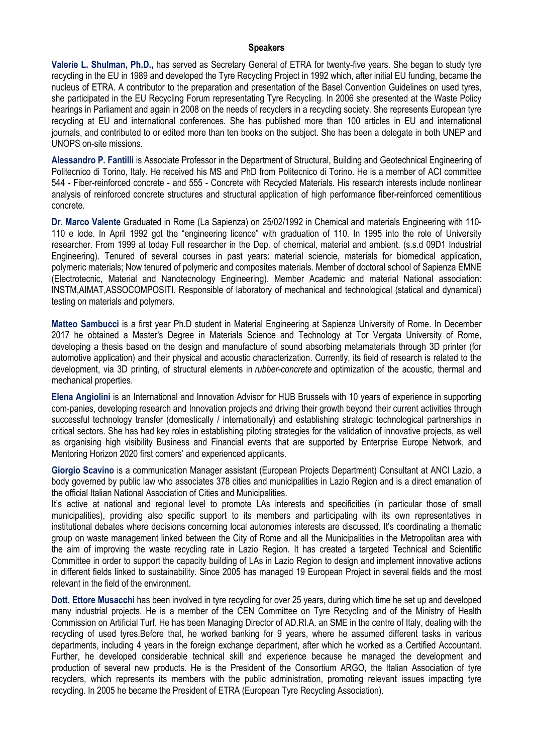**Speakers**

**Valerie L. Shulman, Ph.D.,** has served as Secretary General of ETRA for twenty-five years. She began to study tyre recycling in the EU in 1989 and developed the Tyre Recycling Project in 1992 which, after initial EU funding, became the nucleus of ETRA. A contributor to the preparation and presentation of the Basel Convention Guidelines on used tyres, she participated in the EU Recycling Forum representating Tyre Recycling. In 2006 she presented at the Waste Policy hearings in Parliament and again in 2008 on the needs of recyclers in a recycling society. She represents European tyre recycling at EU and international conferences. She has published more than 100 articles in EU and international journals, and contributed to or edited more than ten books on the subject. She has been a delegate in both UNEP and UNOPS on-site missions.

**Alessandro P. Fantilli** is Associate Professor in the Department of Structural, Building and Geotechnical Engineering of Politecnico di Torino, Italy. He received his MS and PhD from Politecnico di Torino. He is a member of ACI committee 544 - Fiber-reinforced concrete - and 555 - Concrete with Recycled Materials. His research interests include nonlinear analysis of reinforced concrete structures and structural application of high performance fiber-reinforced cementitious concrete.

**Dr. Marco Valente** Graduated in Rome (La Sapienza) on 25/02/1992 in Chemical and materials Engineering with 110-110 e lode. In April 1992 got the "engineering licence" with graduation of 110. In 1995 into the role of University researcher. From 1999 at today Full researcher in the Dep. of chemical, material and ambient. (s.s.d 09D1 Industrial Engineering). Tenured of several courses in past years: material sciencie, materials for biomedical application, polymeric materials; Now tenured of polymeric and composites materials. Member of doctoral school of Sapienza EMNE (Electrotecnic, Material and Nanotecnology Engineering). Member Academic and material National association: INSTM,AIMAT,ASSOCOMPOSITI. Responsible of laboratory of mechanical and technological (statical and dynamical) testing on materials and polymers.

**Matteo Sambucci** is a first year Ph.D student in Material Engineering at Sapienza University of Rome. In December 2017 he obtained a Master's Degree in Materials Science and Technology at Tor Vergata University of Rome, developing a thesis based on the design and manufacture of sound absorbing metamaterials through 3D printer (for automotive application) and their physical and acoustic characterization. Currently, its field of research is related to the development, via 3D printing, of structural elements in *rubber-concrete* and optimization of the acoustic, thermal and mechanical properties.

**Elena Angiolini** is an International and Innovation Advisor for HUB Brussels with 10 years of experience in supporting com-panies, developing research and Innovation projects and driving their growth beyond their current activities through successful technology transfer (domestically / internationally) and establishing strategic technological partnerships in critical sectors. She has had key roles in establishing piloting strategies for the validation of innovative projects, as well as organising high visibility Business and Financial events that are supported by Enterprise Europe Network, and Mentoring Horizon 2020 first comers' and experienced applicants.

**Giorgio Scavino** is a communication Manager assistant (European Projects Department) Consultant at ANCI Lazio, a body governed by public law who associates 378 cities and municipalities in Lazio Region and is a direct emanation of the official Italian National Association of Cities and Municipalities.
It's active at national and regional level to promote LAs interests and specificities (in particular those of small municipalities), providing also specific support to its members and participating with its own representatives in institutional debates where decisions concerning local autonomies interests are discussed. It's coordinating a thematic group on waste management linked between the City of Rome and all the Municipalities in the Metropolitan area with the aim of improving the waste recycling rate in Lazio Region. It has created a targeted Technical and Scientific Committee in order to support the capacity building of LAs in Lazio Region to design and implement innovative actions in different fields linked to sustainability. Since 2005 has managed 19 European Project in several fields and the most relevant in the field of the environment.

**Dott. Ettore Musacchi** has been involved in tyre recycling for over 25 years, during which time he set up and developed many industrial projects. He is a member of the CEN Committee on Tyre Recycling and of the Ministry of Health Commission on Artificial Turf. He has been Managing Director of AD.RI.A. an SME in the centre of Italy, dealing with the recycling of used tyres.Before that, he worked banking for 9 years, where he assumed different tasks in various departments, including 4 years in the foreign exchange department, after which he worked as a Certified Accountant. Further, he developed considerable technical skill and experience because he managed the development and production of several new products. He is the President of the Consortium ARGO, the Italian Association of tyre recyclers, which represents its members with the public administration, promoting relevant issues impacting tyre recycling. In 2005 he became the President of ETRA (European Tyre Recycling Association).